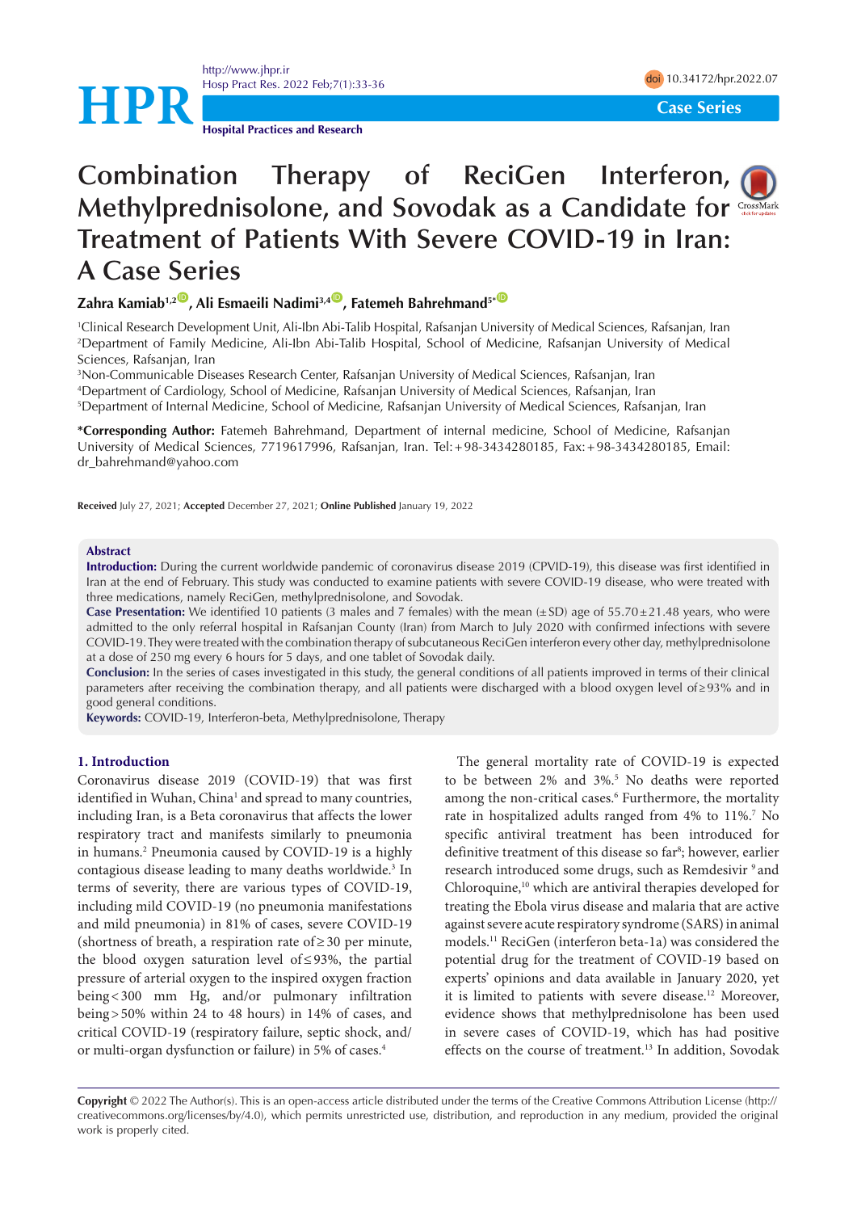Case Series

# Combination Therapy of ReciGen Interferon, Methylprednisolone, and Sovodak as a Candidate for Treatment of Patients With Severe COVID-19 in Iran: A Case Series

**Zahra Kamiab**[1,2], **Ali Esmaeili Nadimi**[3,4], **Fatemeh Bahrehmand**[5*]

[1]Clinical Research Development Unit, Ali-Ibn Abi-Talib Hospital, Rafsanjan University of Medical Sciences, Rafsanjan, Iran
[2]Department of Family Medicine, Ali-Ibn Abi-Talib Hospital, School of Medicine, Rafsanjan University of Medical Sciences, Rafsanjan, Iran
[3]Non-Communicable Diseases Research Center, Rafsanjan University of Medical Sciences, Rafsanjan, Iran
[4]Department of Cardiology, School of Medicine, Rafsanjan University of Medical Sciences, Rafsanjan, Iran
[5]Department of Internal Medicine, School of Medicine, Rafsanjan University of Medical Sciences, Rafsanjan, Iran

**\*Corresponding Author:** Fatemeh Bahrehmand, Department of internal medicine, School of Medicine, Rafsanjan University of Medical Sciences, 7719617996, Rafsanjan, Iran. Tel: +98-3434280185, Fax: +98-3434280185, Email: dr_bahrehmand@yahoo.com

**Received** July 27, 2021; **Accepted** December 27, 2021; **Online Published** January 19, 2022

## Abstract

**Introduction:** During the current worldwide pandemic of coronavirus disease 2019 (CPVID-19), this disease was first identified in Iran at the end of February. This study was conducted to examine patients with severe COVID-19 disease, who were treated with three medications, namely ReciGen, methylprednisolone, and Sovodak.

**Case Presentation:** We identified 10 patients (3 males and 7 females) with the mean (±SD) age of 55.70±21.48 years, who were admitted to the only referral hospital in Rafsanjan County (Iran) from March to July 2020 with confirmed infections with severe COVID-19. They were treated with the combination therapy of subcutaneous ReciGen interferon every other day, methylprednisolone at a dose of 250 mg every 6 hours for 5 days, and one tablet of Sovodak daily.

**Conclusion:** In the series of cases investigated in this study, the general conditions of all patients improved in terms of their clinical parameters after receiving the combination therapy, and all patients were discharged with a blood oxygen level of ≥93% and in good general conditions.

**Keywords:** COVID-19, Interferon-beta, Methylprednisolone, Therapy

## 1. Introduction

Coronavirus disease 2019 (COVID-19) that was first identified in Wuhan, China[1] and spread to many countries, including Iran, is a Beta coronavirus that affects the lower respiratory tract and manifests similarly to pneumonia in humans.[2] Pneumonia caused by COVID-19 is a highly contagious disease leading to many deaths worldwide.[3] In terms of severity, there are various types of COVID-19, including mild COVID-19 (no pneumonia manifestations and mild pneumonia) in 81% of cases, severe COVID-19 (shortness of breath, a respiration rate of ≥ 30 per minute, the blood oxygen saturation level of ≤ 93%, the partial pressure of arterial oxygen to the inspired oxygen fraction being < 300 mm Hg, and/or pulmonary infiltration being > 50% within 24 to 48 hours) in 14% of cases, and critical COVID-19 (respiratory failure, septic shock, and/or multi-organ dysfunction or failure) in 5% of cases.[4]

The general mortality rate of COVID-19 is expected to be between 2% and 3%.[5] No deaths were reported among the non-critical cases.[6] Furthermore, the mortality rate in hospitalized adults ranged from 4% to 11%.[7] No specific antiviral treatment has been introduced for definitive treatment of this disease so far[8]; however, earlier research introduced some drugs, such as Remdesivir [9] and Chloroquine,[10] which are antiviral therapies developed for treating the Ebola virus disease and malaria that are active against severe acute respiratory syndrome (SARS) in animal models.[11] ReciGen (interferon beta-1a) was considered the potential drug for the treatment of COVID-19 based on experts' opinions and data available in January 2020, yet it is limited to patients with severe disease.[12] Moreover, evidence shows that methylprednisolone has been used in severe cases of COVID-19, which has had positive effects on the course of treatment.[13] In addition, Sovodak

**Copyright** © 2022 The Author(s). This is an open-access article distributed under the terms of the Creative Commons Attribution License (http://creativecommons.org/licenses/by/4.0), which permits unrestricted use, distribution, and reproduction in any medium, provided the original work is properly cited.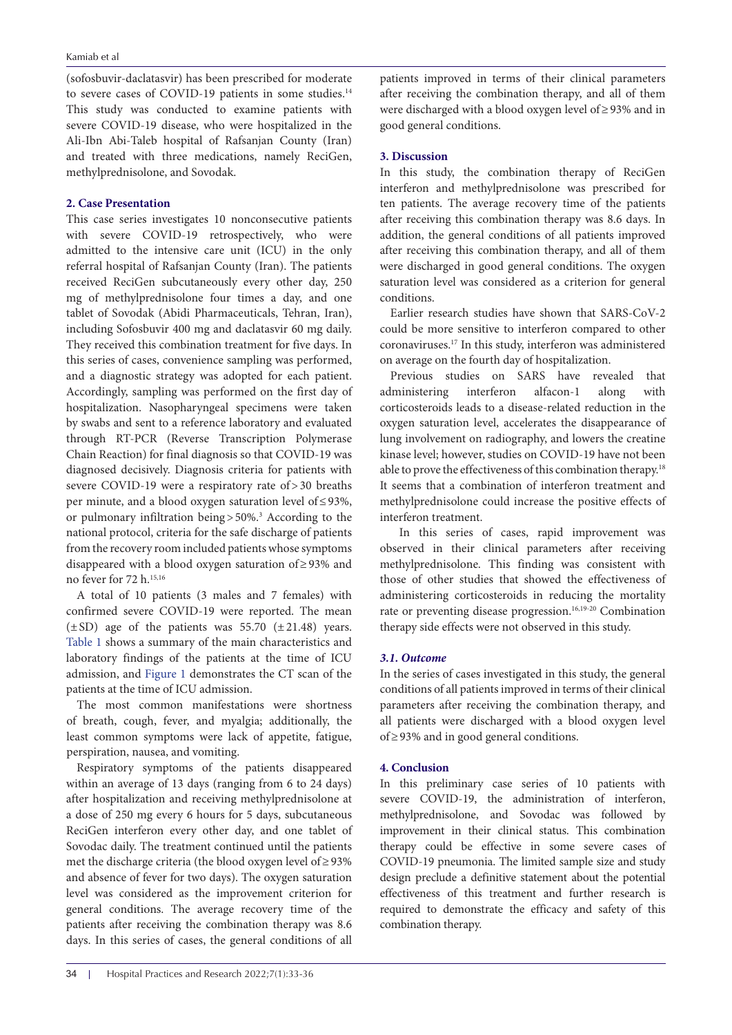(sofosbuvir-daclatasvir) has been prescribed for moderate to severe cases of COVID-19 patients in some studies.[14] This study was conducted to examine patients with severe COVID-19 disease, who were hospitalized in the Ali-Ibn Abi-Taleb hospital of Rafsanjan County (Iran) and treated with three medications, namely ReciGen, methylprednisolone, and Sovodak.

## 2. Case Presentation

This case series investigates 10 nonconsecutive patients with severe COVID-19 retrospectively, who were admitted to the intensive care unit (ICU) in the only referral hospital of Rafsanjan County (Iran). The patients received ReciGen subcutaneously every other day, 250 mg of methylprednisolone four times a day, and one tablet of Sovodak (Abidi Pharmaceuticals, Tehran, Iran), including Sofosbuvir 400 mg and daclatasvir 60 mg daily. They received this combination treatment for five days. In this series of cases, convenience sampling was performed, and a diagnostic strategy was adopted for each patient. Accordingly, sampling was performed on the first day of hospitalization. Nasopharyngeal specimens were taken by swabs and sent to a reference laboratory and evaluated through RT-PCR (Reverse Transcription Polymerase Chain Reaction) for final diagnosis so that COVID-19 was diagnosed decisively. Diagnosis criteria for patients with severe COVID-19 were a respiratory rate of > 30 breaths per minute, and a blood oxygen saturation level of ≤ 93%, or pulmonary infiltration being > 50%.[3] According to the national protocol, criteria for the safe discharge of patients from the recovery room included patients whose symptoms disappeared with a blood oxygen saturation of ≥ 93% and no fever for 72 h.[15,16]

A total of 10 patients (3 males and 7 females) with confirmed severe COVID-19 were reported. The mean (± SD) age of the patients was 55.70 (± 21.48) years. Table 1 shows a summary of the main characteristics and laboratory findings of the patients at the time of ICU admission, and Figure 1 demonstrates the CT scan of the patients at the time of ICU admission.

The most common manifestations were shortness of breath, cough, fever, and myalgia; additionally, the least common symptoms were lack of appetite, fatigue, perspiration, nausea, and vomiting.

Respiratory symptoms of the patients disappeared within an average of 13 days (ranging from 6 to 24 days) after hospitalization and receiving methylprednisolone at a dose of 250 mg every 6 hours for 5 days, subcutaneous ReciGen interferon every other day, and one tablet of Sovodac daily. The treatment continued until the patients met the discharge criteria (the blood oxygen level of ≥ 93% and absence of fever for two days). The oxygen saturation level was considered as the improvement criterion for general conditions. The average recovery time of the patients after receiving the combination therapy was 8.6 days. In this series of cases, the general conditions of all patients improved in terms of their clinical parameters after receiving the combination therapy, and all of them were discharged with a blood oxygen level of ≥ 93% and in good general conditions.

## 3. Discussion

In this study, the combination therapy of ReciGen interferon and methylprednisolone was prescribed for ten patients. The average recovery time of the patients after receiving this combination therapy was 8.6 days. In addition, the general conditions of all patients improved after receiving this combination therapy, and all of them were discharged in good general conditions. The oxygen saturation level was considered as a criterion for general conditions.

Earlier research studies have shown that SARS-CoV-2 could be more sensitive to interferon compared to other coronaviruses.[17] In this study, interferon was administered on average on the fourth day of hospitalization.

Previous studies on SARS have revealed that administering interferon alfacon-1 along with corticosteroids leads to a disease-related reduction in the oxygen saturation level, accelerates the disappearance of lung involvement on radiography, and lowers the creatine kinase level; however, studies on COVID-19 have not been able to prove the effectiveness of this combination therapy.[18] It seems that a combination of interferon treatment and methylprednisolone could increase the positive effects of interferon treatment.

In this series of cases, rapid improvement was observed in their clinical parameters after receiving methylprednisolone. This finding was consistent with those of other studies that showed the effectiveness of administering corticosteroids in reducing the mortality rate or preventing disease progression.[16,19-20] Combination therapy side effects were not observed in this study.

### 3.1. Outcome

In the series of cases investigated in this study, the general conditions of all patients improved in terms of their clinical parameters after receiving the combination therapy, and all patients were discharged with a blood oxygen level of ≥ 93% and in good general conditions.

## 4. Conclusion

In this preliminary case series of 10 patients with severe COVID-19, the administration of interferon, methylprednisolone, and Sovodac was followed by improvement in their clinical status. This combination therapy could be effective in some severe cases of COVID-19 pneumonia. The limited sample size and study design preclude a definitive statement about the potential effectiveness of this treatment and further research is required to demonstrate the efficacy and safety of this combination therapy.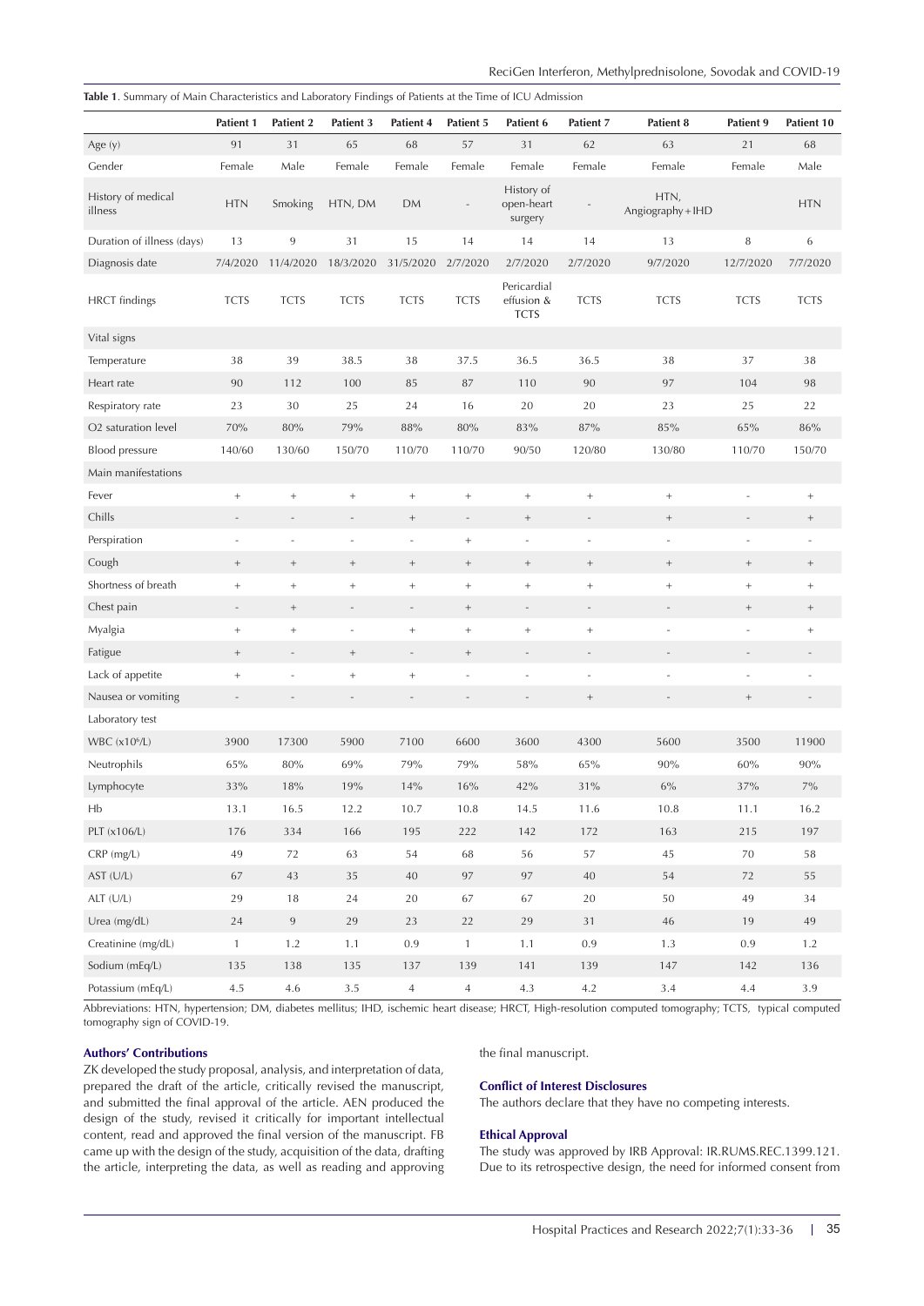**Table 1**. Summary of Main Characteristics and Laboratory Findings of Patients at the Time of ICU Admission

| | Patient 1 | Patient 2 | Patient 3 | Patient 4 | Patient 5 | Patient 6 | Patient 7 | Patient 8 | Patient 9 | Patient 10 |
|---|---|---|---|---|---|---|---|---|---|---|
| Age (y) | 91 | 31 | 65 | 68 | 57 | 31 | 62 | 63 | 21 | 68 |
| Gender | Female | Male | Female | Female | Female | Female | Female | Female | Female | Male |
| History of medical illness | HTN | Smoking | HTN, DM | DM | - | History of open-heart surgery | - | HTN, Angiography + IHD | | HTN |
| Duration of illness (days) | 13 | 9 | 31 | 15 | 14 | 14 | 14 | 13 | 8 | 6 |
| Diagnosis date | 7/4/2020 | 11/4/2020 | 18/3/2020 | 31/5/2020 | 2/7/2020 | 2/7/2020 | 2/7/2020 | 9/7/2020 | 12/7/2020 | 7/7/2020 |
| HRCT findings | TCTS | TCTS | TCTS | TCTS | TCTS | Pericardial effusion & TCTS | TCTS | TCTS | TCTS | TCTS |
| Vital signs | | | | | | | | | | |
| Temperature | 38 | 39 | 38.5 | 38 | 37.5 | 36.5 | 36.5 | 38 | 37 | 38 |
| Heart rate | 90 | 112 | 100 | 85 | 87 | 110 | 90 | 97 | 104 | 98 |
| Respiratory rate | 23 | 30 | 25 | 24 | 16 | 20 | 20 | 23 | 25 | 22 |
| O2 saturation level | 70% | 80% | 79% | 88% | 80% | 83% | 87% | 85% | 65% | 86% |
| Blood pressure | 140/60 | 130/60 | 150/70 | 110/70 | 110/70 | 90/50 | 120/80 | 130/80 | 110/70 | 150/70 |
| Main manifestations | | | | | | | | | | |
| Fever | + | + | + | + | + | + | + | + | - | + |
| Chills | - | - | - | + | - | + | - | + | - | + |
| Perspiration | - | - | - | - | + | - | - | - | - | - |
| Cough | + | + | + | + | + | + | + | + | + | + |
| Shortness of breath | + | + | + | + | + | + | + | + | + | + |
| Chest pain | - | + | - | - | + | - | - | - | + | + |
| Myalgia | + | + | - | + | + | + | + | - | - | + |
| Fatigue | + | - | + | - | + | - | - | - | - | - |
| Lack of appetite | + | - | + | + | - | - | - | - | - | - |
| Nausea or vomiting | - | - | - | - | - | - | + | - | + | - |
| Laboratory test | | | | | | | | | | |
| WBC ($\times 10^6$/L) | 3900 | 17300 | 5900 | 7100 | 6600 | 3600 | 4300 | 5600 | 3500 | 11900 |
| Neutrophils | 65% | 80% | 69% | 79% | 79% | 58% | 65% | 90% | 60% | 90% |
| Lymphocyte | 33% | 18% | 19% | 14% | 16% | 42% | 31% | 6% | 37% | 7% |
| Hb | 13.1 | 16.5 | 12.2 | 10.7 | 10.8 | 14.5 | 11.6 | 10.8 | 11.1 | 16.2 |
| PLT (x106/L) | 176 | 334 | 166 | 195 | 222 | 142 | 172 | 163 | 215 | 197 |
| CRP (mg/L) | 49 | 72 | 63 | 54 | 68 | 56 | 57 | 45 | 70 | 58 |
| AST (U/L) | 67 | 43 | 35 | 40 | 97 | 97 | 40 | 54 | 72 | 55 |
| ALT (U/L) | 29 | 18 | 24 | 20 | 67 | 67 | 20 | 50 | 49 | 34 |
| Urea (mg/dL) | 24 | 9 | 29 | 23 | 22 | 29 | 31 | 46 | 19 | 49 |
| Creatinine (mg/dL) | 1 | 1.2 | 1.1 | 0.9 | 1 | 1.1 | 0.9 | 1.3 | 0.9 | 1.2 |
| Sodium (mEq/L) | 135 | 138 | 135 | 137 | 139 | 141 | 139 | 147 | 142 | 136 |
| Potassium (mEq/L) | 4.5 | 4.6 | 3.5 | 4 | 4 | 4.3 | 4.2 | 3.4 | 4.4 | 3.9 |

Abbreviations: HTN, hypertension; DM, diabetes mellitus; IHD, ischemic heart disease; HRCT, High-resolution computed tomography; TCTS, typical computed tomography sign of COVID-19.

### Authors' Contributions

ZK developed the study proposal, analysis, and interpretation of data, prepared the draft of the article, critically revised the manuscript, and submitted the final approval of the article. AEN produced the design of the study, revised it critically for important intellectual content, read and approved the final version of the manuscript. FB came up with the design of the study, acquisition of the data, drafting the article, interpreting the data, as well as reading and approving the final manuscript.

### Conflict of Interest Disclosures

The authors declare that they have no competing interests.

### Ethical Approval

The study was approved by IRB Approval: IR.RUMS.REC.1399.121. Due to its retrospective design, the need for informed consent from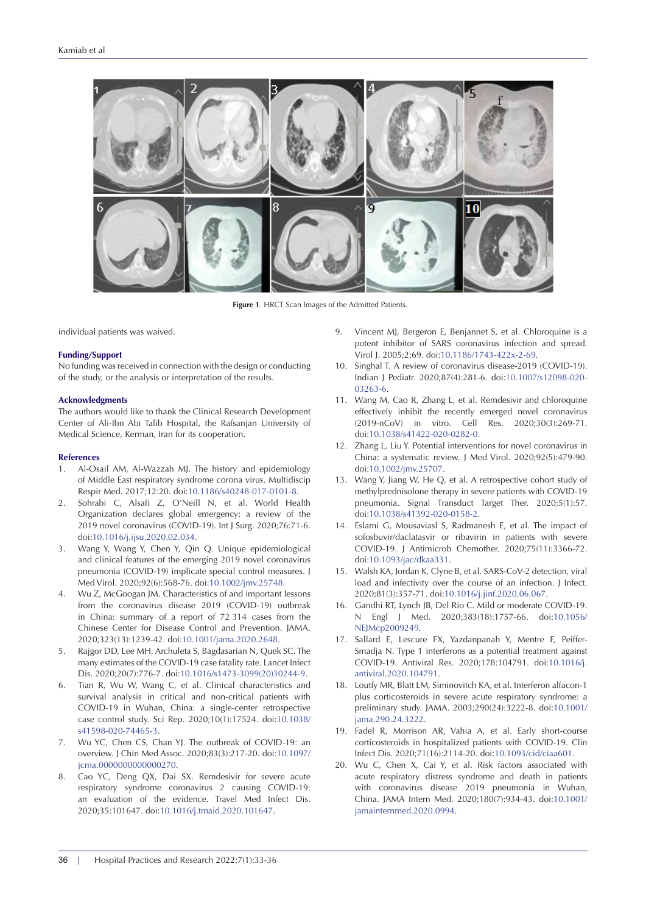**Figure 1**. HRCT Scan Images of the Admitted Patients.

individual patients was waived.

### Funding/Support

No funding was received in connection with the design or conducting of the study, or the analysis or interpretation of the results.

### Acknowledgments

The authors would like to thank the Clinical Research Development Center of Ali-Ibn Abi Talib Hospital, the Rafsanjan University of Medical Science, Kerman, Iran for its cooperation.

### References

1. Al-Osail AM, Al-Wazzah MJ. The history and epidemiology of Middle East respiratory syndrome corona virus. Multidiscip Respir Med. 2017;12:20. doi:10.1186/s40248-017-0101-8.
2. Sohrabi C, Alsafi Z, O'Neill N, et al. World Health Organization declares global emergency: a review of the 2019 novel coronavirus (COVID-19). Int J Surg. 2020;76:71-6. doi:10.1016/j.ijsu.2020.02.034.
3. Wang Y, Wang Y, Chen Y, Qin Q. Unique epidemiological and clinical features of the emerging 2019 novel coronavirus pneumonia (COVID-19) implicate special control measures. J Med Virol. 2020;92(6):568-76. doi:10.1002/jmv.25748.
4. Wu Z, McGoogan JM. Characteristics of and important lessons from the coronavirus disease 2019 (COVID-19) outbreak in China: summary of a report of 72 314 cases from the Chinese Center for Disease Control and Prevention. JAMA. 2020;323(13):1239-42. doi:10.1001/jama.2020.2648.
5. Rajgor DD, Lee MH, Archuleta S, Bagdasarian N, Quek SC. The many estimates of the COVID-19 case fatality rate. Lancet Infect Dis. 2020;20(7):776-7. doi:10.1016/s1473-3099(20)30244-9.
6. Tian R, Wu W, Wang C, et al. Clinical characteristics and survival analysis in critical and non-critical patients with COVID-19 in Wuhan, China: a single-center retrospective case control study. Sci Rep. 2020;10(1):17524. doi:10.1038/s41598-020-74465-3.
7. Wu YC, Chen CS, Chan YJ. The outbreak of COVID-19: an overview. J Chin Med Assoc. 2020;83(3):217-20. doi:10.1097/jcma.0000000000000270.
8. Cao YC, Deng QX, Dai SX. Remdesivir for severe acute respiratory syndrome coronavirus 2 causing COVID-19: an evaluation of the evidence. Travel Med Infect Dis. 2020;35:101647. doi:10.1016/j.tmaid.2020.101647.
9. Vincent MJ, Bergeron E, Benjannet S, et al. Chloroquine is a potent inhibitor of SARS coronavirus infection and spread. Virol J. 2005;2:69. doi:10.1186/1743-422x-2-69.
10. Singhal T. A review of coronavirus disease-2019 (COVID-19). Indian J Pediatr. 2020;87(4):281-6. doi:10.1007/s12098-020-03263-6.
11. Wang M, Cao R, Zhang L, et al. Remdesivir and chloroquine effectively inhibit the recently emerged novel coronavirus (2019-nCoV) in vitro. Cell Res. 2020;30(3):269-71. doi:10.1038/s41422-020-0282-0.
12. Zhang L, Liu Y. Potential interventions for novel coronavirus in China: a systematic review. J Med Virol. 2020;92(5):479-90. doi:10.1002/jmv.25707.
13. Wang Y, Jiang W, He Q, et al. A retrospective cohort study of methylprednisolone therapy in severe patients with COVID-19 pneumonia. Signal Transduct Target Ther. 2020;5(1):57. doi:10.1038/s41392-020-0158-2.
14. Eslami G, Mousaviasl S, Radmanesh E, et al. The impact of sofosbuvir/daclatasvir or ribavirin in patients with severe COVID-19. J Antimicrob Chemother. 2020;75(11):3366-72. doi:10.1093/jac/dkaa331.
15. Walsh KA, Jordan K, Clyne B, et al. SARS-CoV-2 detection, viral load and infectivity over the course of an infection. J Infect. 2020;81(3):357-71. doi:10.1016/j.jinf.2020.06.067.
16. Gandhi RT, Lynch JB, Del Rio C. Mild or moderate COVID-19. N Engl J Med. 2020;383(18):1757-66. doi:10.1056/NEJMcp2009249.
17. Sallard E, Lescure FX, Yazdanpanah Y, Mentre F, Peiffer-Smadja N. Type 1 interferons as a potential treatment against COVID-19. Antiviral Res. 2020;178:104791. doi:10.1016/j.antiviral.2020.104791.
18. Loutfy MR, Blatt LM, Siminovitch KA, et al. Interferon alfacon-1 plus corticosteroids in severe acute respiratory syndrome: a preliminary study. JAMA. 2003;290(24):3222-8. doi:10.1001/jama.290.24.3222.
19. Fadel R, Morrison AR, Vahia A, et al. Early short-course corticosteroids in hospitalized patients with COVID-19. Clin Infect Dis. 2020;71(16):2114-20. doi:10.1093/cid/ciaa601.
20. Wu C, Chen X, Cai Y, et al. Risk factors associated with acute respiratory distress syndrome and death in patients with coronavirus disease 2019 pneumonia in Wuhan, China. JAMA Intern Med. 2020;180(7):934-43. doi:10.1001/jamainternmed.2020.0994.